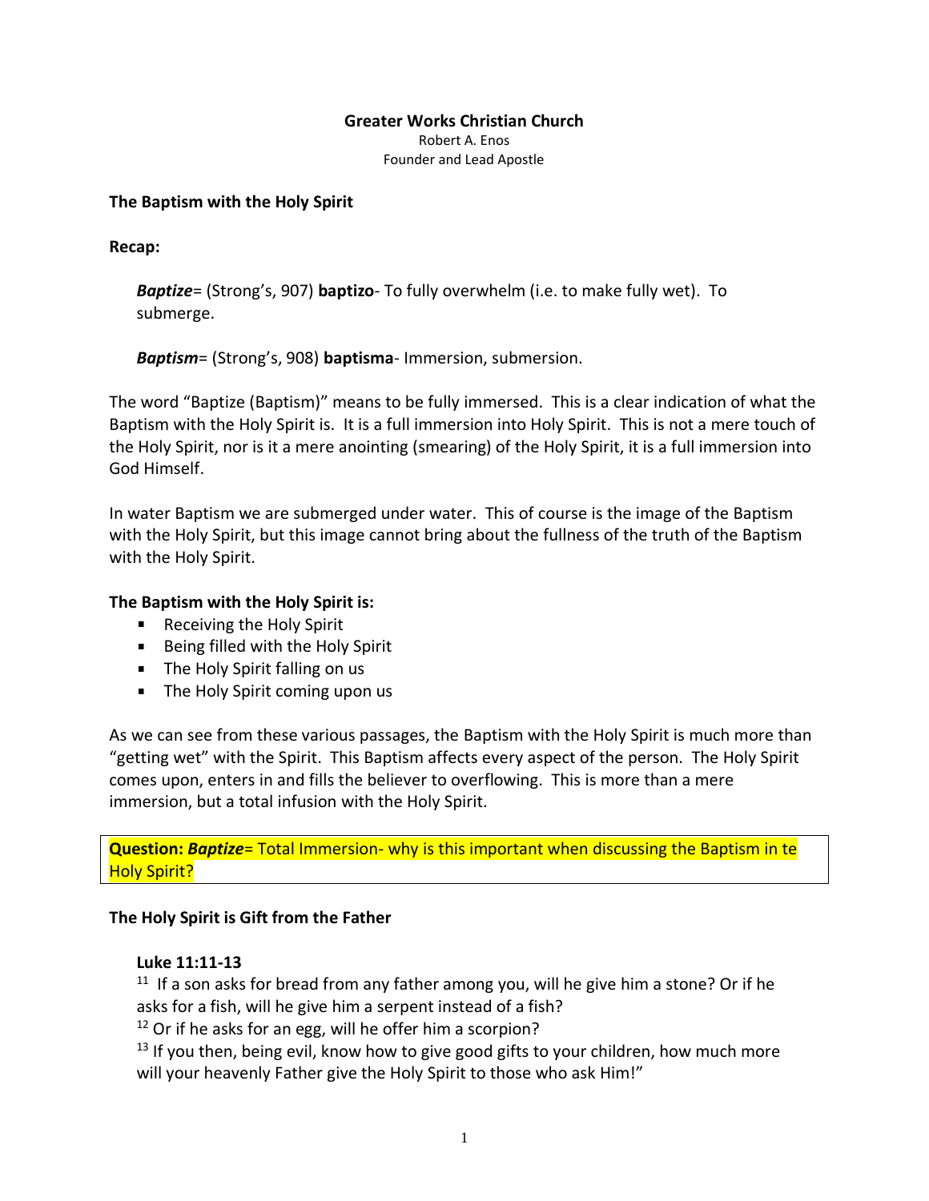**Greater Works Christian Church**

Robert A. Enos
Founder and Lead Apostle

**The Baptism with the Holy Spirit**

**Recap:**

> ***Baptize***= (Strong's, 907) **baptizo**- To fully overwhelm (i.e. to make fully wet). To submerge.
>
> ***Baptism***= (Strong's, 908) **baptisma**- Immersion, submersion.

The word "Baptize (Baptism)" means to be fully immersed. This is a clear indication of what the Baptism with the Holy Spirit is. It is a full immersion into Holy Spirit. This is not a mere touch of the Holy Spirit, nor is it a mere anointing (smearing) of the Holy Spirit, it is a full immersion into God Himself.

In water Baptism we are submerged under water. This of course is the image of the Baptism with the Holy Spirit, but this image cannot bring about the fullness of the truth of the Baptism with the Holy Spirit.

**The Baptism with the Holy Spirit is:**

- Receiving the Holy Spirit
- Being filled with the Holy Spirit
- The Holy Spirit falling on us
- The Holy Spirit coming upon us

As we can see from these various passages, the Baptism with the Holy Spirit is much more than "getting wet" with the Spirit. This Baptism affects every aspect of the person. The Holy Spirit comes upon, enters in and fills the believer to overflowing. This is more than a mere immersion, but a total infusion with the Holy Spirit.

**Question:** ***Baptize***= Total Immersion- why is this important when discussing the Baptism in te Holy Spirit?

**The Holy Spirit is Gift from the Father**

**Luke 11:11-13**

[11] If a son asks for bread from any father among you, will he give him a stone? Or if he asks for a fish, will he give him a serpent instead of a fish?
[12] Or if he asks for an egg, will he offer him a scorpion?
[13] If you then, being evil, know how to give good gifts to your children, how much more will your heavenly Father give the Holy Spirit to those who ask Him!"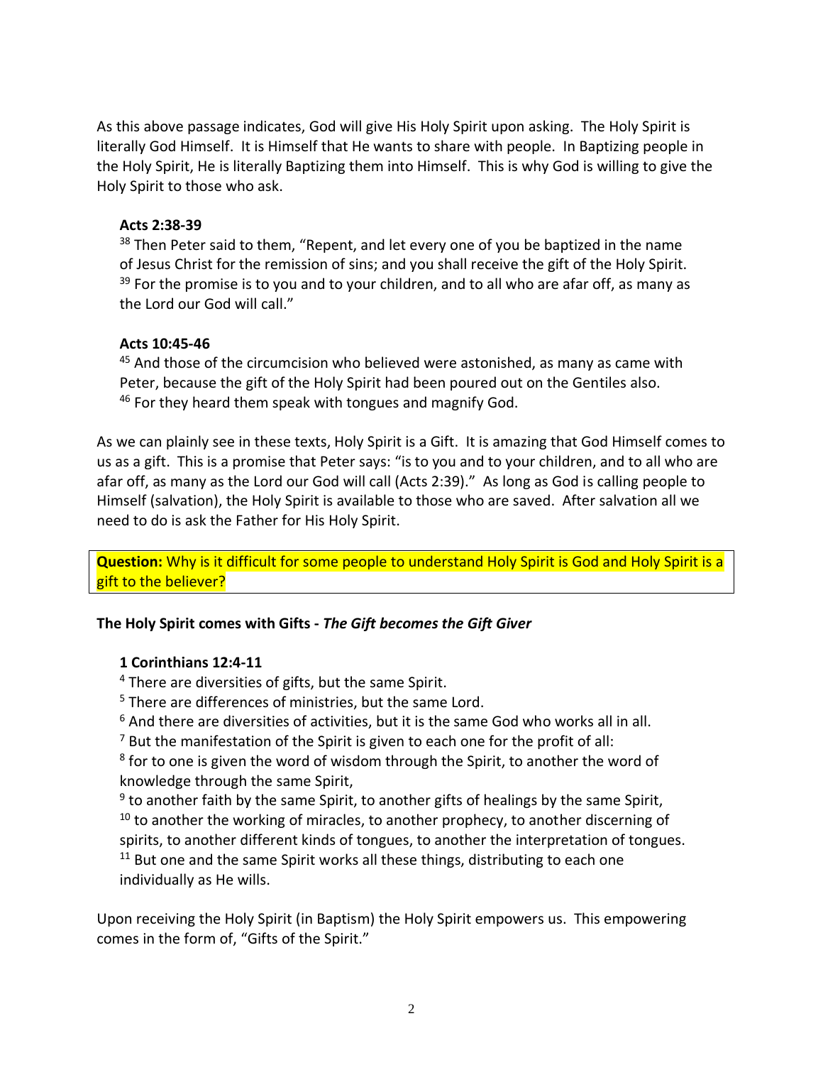As this above passage indicates, God will give His Holy Spirit upon asking. The Holy Spirit is literally God Himself. It is Himself that He wants to share with people. In Baptizing people in the Holy Spirit, He is literally Baptizing them into Himself. This is why God is willing to give the Holy Spirit to those who ask.

**Acts 2:38-39**

[38] Then Peter said to them, "Repent, and let every one of you be baptized in the name of Jesus Christ for the remission of sins; and you shall receive the gift of the Holy Spirit. [39] For the promise is to you and to your children, and to all who are afar off, as many as the Lord our God will call."

**Acts 10:45-46**

[45] And those of the circumcision who believed were astonished, as many as came with Peter, because the gift of the Holy Spirit had been poured out on the Gentiles also. [46] For they heard them speak with tongues and magnify God.

As we can plainly see in these texts, Holy Spirit is a Gift. It is amazing that God Himself comes to us as a gift. This is a promise that Peter says: "is to you and to your children, and to all who are afar off, as many as the Lord our God will call (Acts 2:39)." As long as God is calling people to Himself (salvation), the Holy Spirit is available to those who are saved. After salvation all we need to do is ask the Father for His Holy Spirit.

**Question:** Why is it difficult for some people to understand Holy Spirit is God and Holy Spirit is a gift to the believer?

**The Holy Spirit comes with Gifts -** ***The Gift becomes the Gift Giver***

**1 Corinthians 12:4-11**

[4] There are diversities of gifts, but the same Spirit.
[5] There are differences of ministries, but the same Lord.
[6] And there are diversities of activities, but it is the same God who works all in all.
[7] But the manifestation of the Spirit is given to each one for the profit of all:
[8] for to one is given the word of wisdom through the Spirit, to another the word of knowledge through the same Spirit,
[9] to another faith by the same Spirit, to another gifts of healings by the same Spirit,
[10] to another the working of miracles, to another prophecy, to another discerning of spirits, to another different kinds of tongues, to another the interpretation of tongues.
[11] But one and the same Spirit works all these things, distributing to each one individually as He wills.

Upon receiving the Holy Spirit (in Baptism) the Holy Spirit empowers us. This empowering comes in the form of, "Gifts of the Spirit."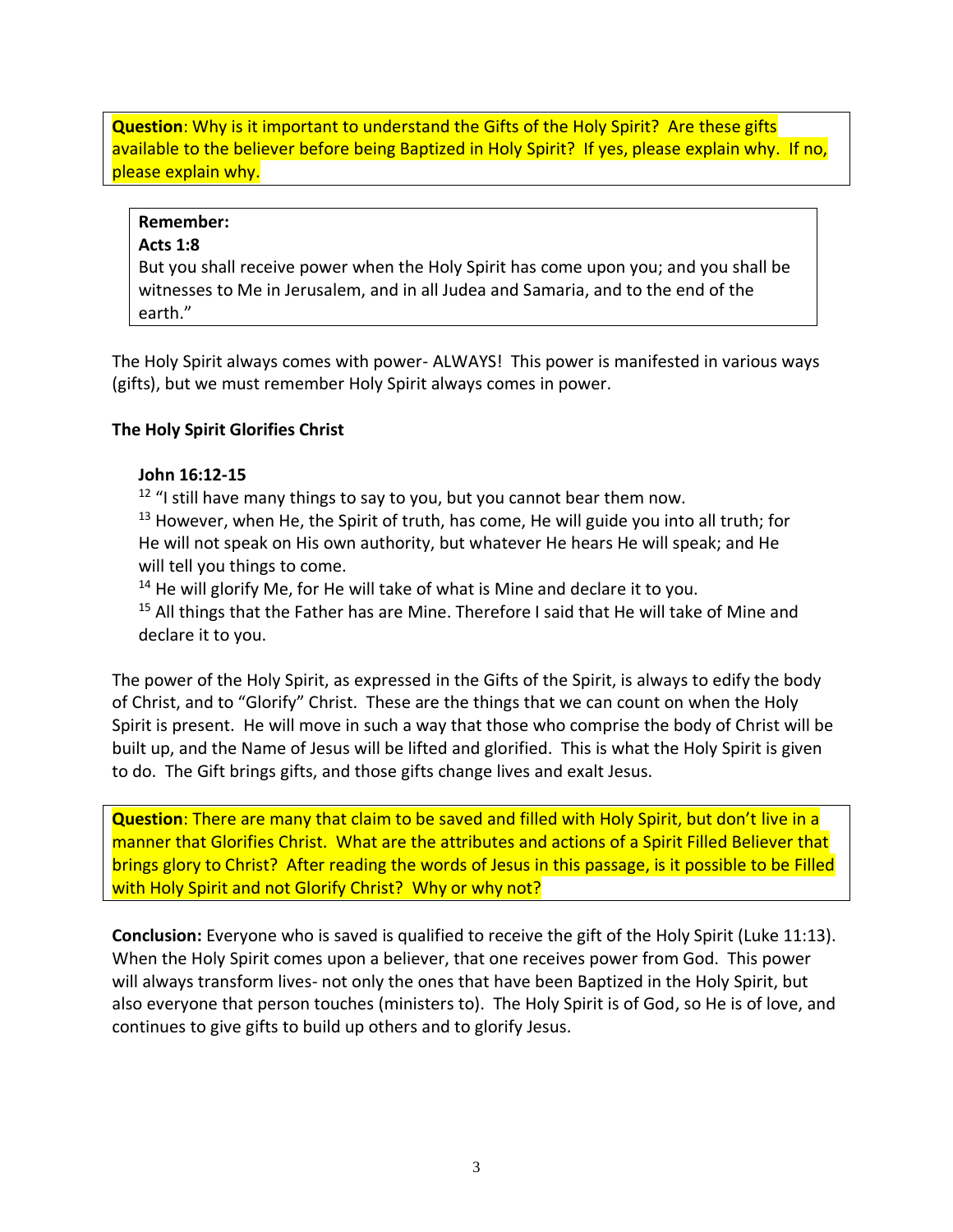**Question**: Why is it important to understand the Gifts of the Holy Spirit? Are these gifts available to the believer before being Baptized in Holy Spirit? If yes, please explain why. If no, please explain why.

**Remember:**
**Acts 1:8**
But you shall receive power when the Holy Spirit has come upon you; and you shall be witnesses to Me in Jerusalem, and in all Judea and Samaria, and to the end of the earth."

The Holy Spirit always comes with power- ALWAYS! This power is manifested in various ways (gifts), but we must remember Holy Spirit always comes in power.

**The Holy Spirit Glorifies Christ**

**John 16:12-15**
12 "I still have many things to say to you, but you cannot bear them now.
13 However, when He, the Spirit of truth, has come, He will guide you into all truth; for He will not speak on His own authority, but whatever He hears He will speak; and He will tell you things to come.
14 He will glorify Me, for He will take of what is Mine and declare it to you.
15 All things that the Father has are Mine. Therefore I said that He will take of Mine and declare it to you.

The power of the Holy Spirit, as expressed in the Gifts of the Spirit, is always to edify the body of Christ, and to "Glorify" Christ. These are the things that we can count on when the Holy Spirit is present. He will move in such a way that those who comprise the body of Christ will be built up, and the Name of Jesus will be lifted and glorified. This is what the Holy Spirit is given to do. The Gift brings gifts, and those gifts change lives and exalt Jesus.

**Question**: There are many that claim to be saved and filled with Holy Spirit, but don't live in a manner that Glorifies Christ. What are the attributes and actions of a Spirit Filled Believer that brings glory to Christ? After reading the words of Jesus in this passage, is it possible to be Filled with Holy Spirit and not Glorify Christ? Why or why not?

**Conclusion:** Everyone who is saved is qualified to receive the gift of the Holy Spirit (Luke 11:13). When the Holy Spirit comes upon a believer, that one receives power from God. This power will always transform lives- not only the ones that have been Baptized in the Holy Spirit, but also everyone that person touches (ministers to). The Holy Spirit is of God, so He is of love, and continues to give gifts to build up others and to glorify Jesus.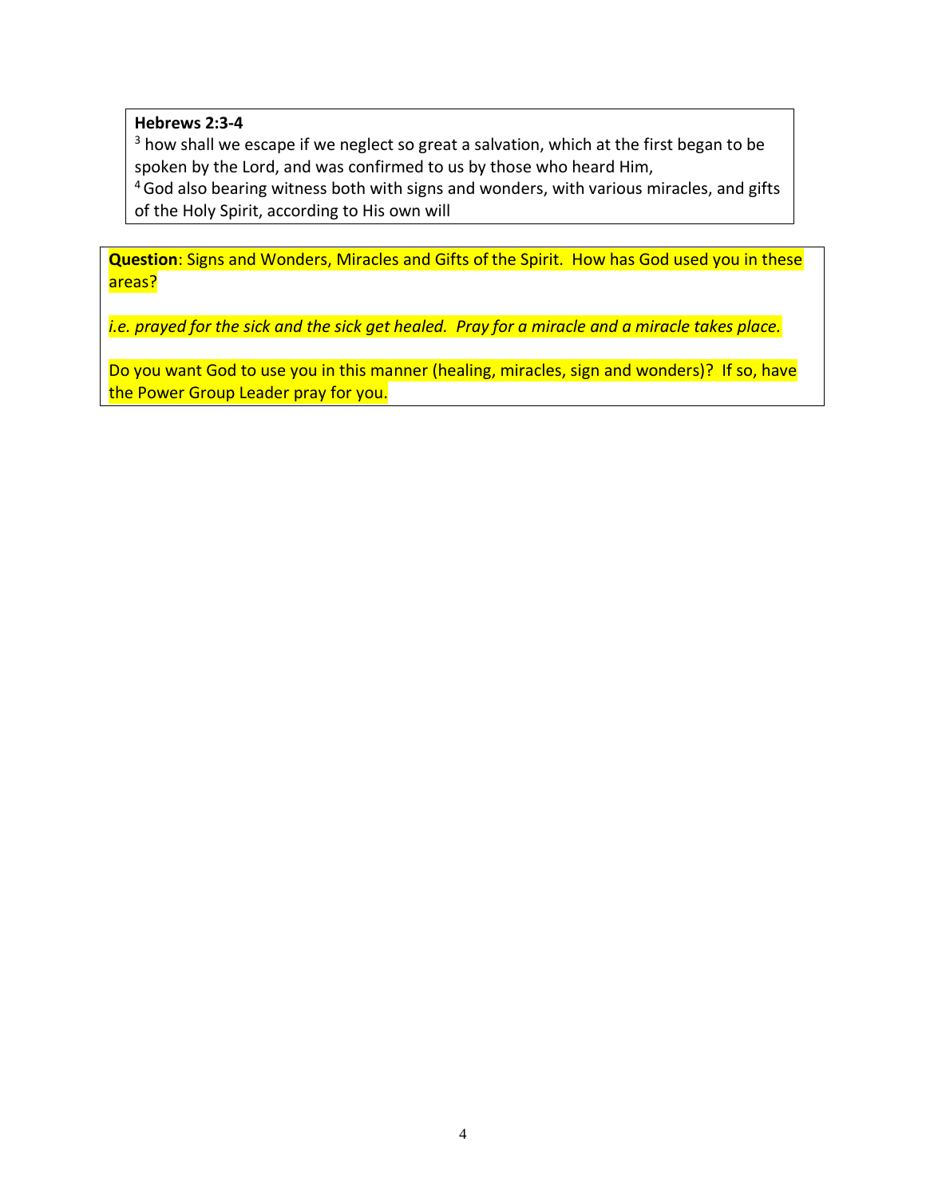**Hebrews 2:3-4**

[3] how shall we escape if we neglect so great a salvation, which at the first began to be spoken by the Lord, and was confirmed to us by those who heard Him,

[4] God also bearing witness both with signs and wonders, with various miracles, and gifts of the Holy Spirit, according to His own will

**Question**: Signs and Wonders, Miracles and Gifts of the Spirit. How has God used you in these areas?

*i.e. prayed for the sick and the sick get healed. Pray for a miracle and a miracle takes place.*

Do you want God to use you in this manner (healing, miracles, sign and wonders)? If so, have the Power Group Leader pray for you.